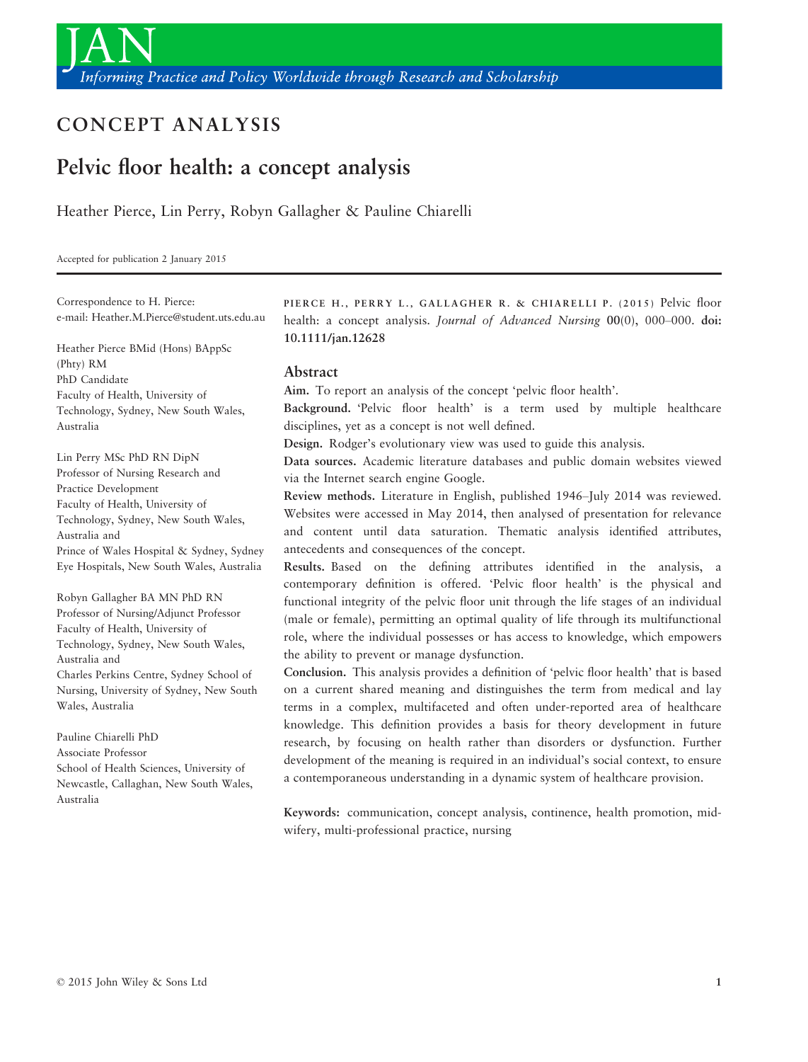# CONCEPT ANALYSIS

## Pelvic floor health: a concept analysis

Heather Pierce, Lin Perry, Robyn Gallagher & Pauline Chiarelli

Accepted for publication 2 January 2015

Correspondence to H. Pierce:
e-mail: Heather.M.Pierce@student.uts.edu.au

Heather Pierce BMid (Hons) BAppSc (Phty) RM
PhD Candidate
Faculty of Health, University of Technology, Sydney, New South Wales, Australia

Lin Perry MSc PhD RN DipN
Professor of Nursing Research and Practice Development
Faculty of Health, University of Technology, Sydney, New South Wales, Australia and
Prince of Wales Hospital & Sydney, Sydney Eye Hospitals, New South Wales, Australia

Robyn Gallagher BA MN PhD RN
Professor of Nursing/Adjunct Professor
Faculty of Health, University of Technology, Sydney, New South Wales, Australia and
Charles Perkins Centre, Sydney School of Nursing, University of Sydney, New South Wales, Australia

Pauline Chiarelli PhD
Associate Professor
School of Health Sciences, University of Newcastle, Callaghan, New South Wales, Australia

PIERCE H., PERRY L., GALLAGHER R. & CHIARELLI P. (2015) Pelvic floor health: a concept analysis. *Journal of Advanced Nursing* **00**(0), 000–000. **doi: 10.1111/jan.12628**

### Abstract

**Aim.** To report an analysis of the concept 'pelvic floor health'.

**Background.** 'Pelvic floor health' is a term used by multiple healthcare disciplines, yet as a concept is not well defined.

**Design.** Rodger's evolutionary view was used to guide this analysis.

**Data sources.** Academic literature databases and public domain websites viewed via the Internet search engine Google.

**Review methods.** Literature in English, published 1946–July 2014 was reviewed. Websites were accessed in May 2014, then analysed of presentation for relevance and content until data saturation. Thematic analysis identified attributes, antecedents and consequences of the concept.

**Results.** Based on the defining attributes identified in the analysis, a contemporary definition is offered. 'Pelvic floor health' is the physical and functional integrity of the pelvic floor unit through the life stages of an individual (male or female), permitting an optimal quality of life through its multifunctional role, where the individual possesses or has access to knowledge, which empowers the ability to prevent or manage dysfunction.

**Conclusion.** This analysis provides a definition of 'pelvic floor health' that is based on a current shared meaning and distinguishes the term from medical and lay terms in a complex, multifaceted and often under-reported area of healthcare knowledge. This definition provides a basis for theory development in future research, by focusing on health rather than disorders or dysfunction. Further development of the meaning is required in an individual's social context, to ensure a contemporaneous understanding in a dynamic system of healthcare provision.

**Keywords:** communication, concept analysis, continence, health promotion, midwifery, multi-professional practice, nursing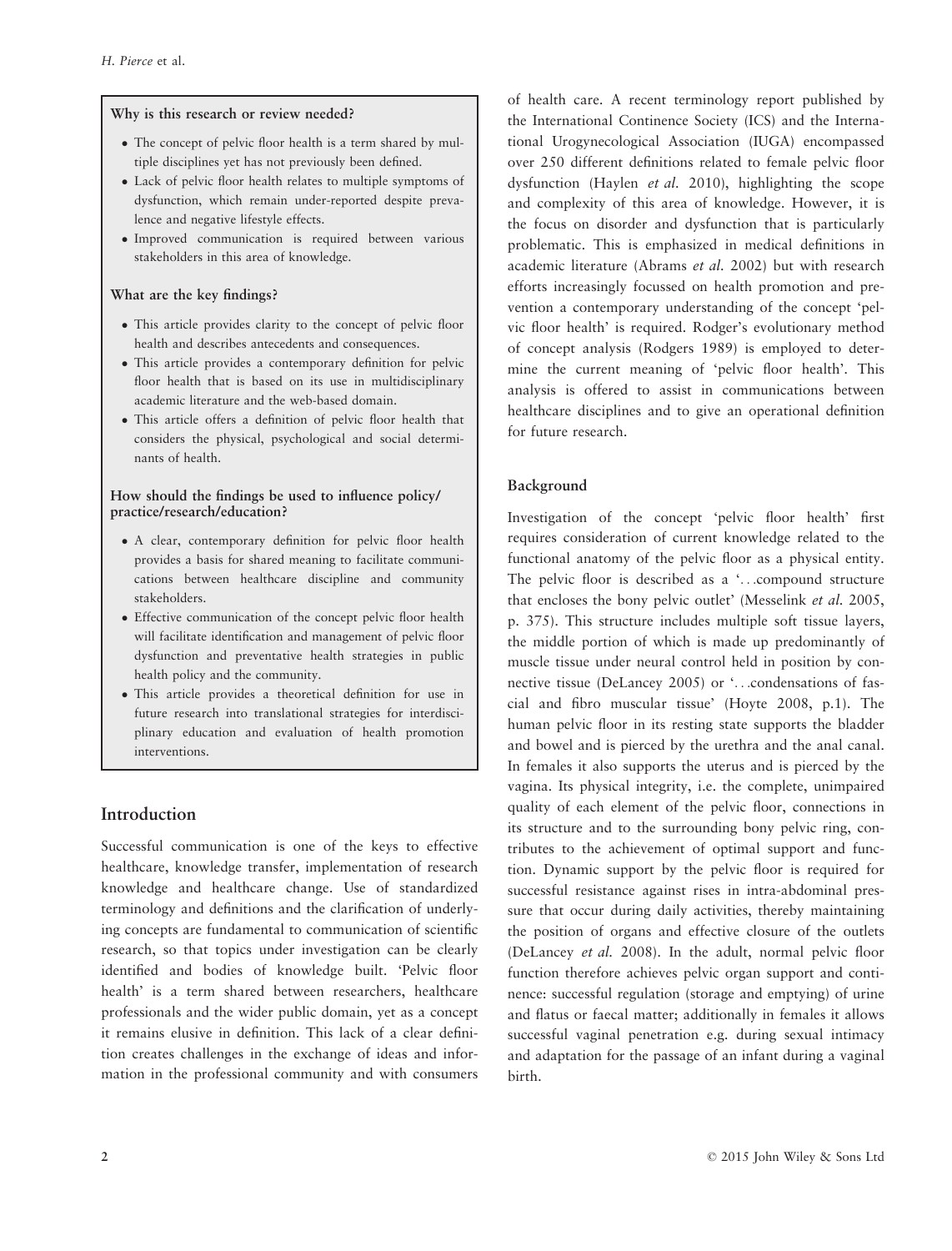**Why is this research or review needed?**

- The concept of pelvic floor health is a term shared by multiple disciplines yet has not previously been defined.
- Lack of pelvic floor health relates to multiple symptoms of dysfunction, which remain under-reported despite prevalence and negative lifestyle effects.
- Improved communication is required between various stakeholders in this area of knowledge.

**What are the key findings?**

- This article provides clarity to the concept of pelvic floor health and describes antecedents and consequences.
- This article provides a contemporary definition for pelvic floor health that is based on its use in multidisciplinary academic literature and the web-based domain.
- This article offers a definition of pelvic floor health that considers the physical, psychological and social determinants of health.

**How should the findings be used to influence policy/practice/research/education?**

- A clear, contemporary definition for pelvic floor health provides a basis for shared meaning to facilitate communications between healthcare discipline and community stakeholders.
- Effective communication of the concept pelvic floor health will facilitate identification and management of pelvic floor dysfunction and preventative health strategies in public health policy and the community.
- This article provides a theoretical definition for use in future research into translational strategies for interdisciplinary education and evaluation of health promotion interventions.

## Introduction

Successful communication is one of the keys to effective healthcare, knowledge transfer, implementation of research knowledge and healthcare change. Use of standardized terminology and definitions and the clarification of underlying concepts are fundamental to communication of scientific research, so that topics under investigation can be clearly identified and bodies of knowledge built. 'Pelvic floor health' is a term shared between researchers, healthcare professionals and the wider public domain, yet as a concept it remains elusive in definition. This lack of a clear definition creates challenges in the exchange of ideas and information in the professional community and with consumers of health care. A recent terminology report published by the International Continence Society (ICS) and the International Urogynecological Association (IUGA) encompassed over 250 different definitions related to female pelvic floor dysfunction (Haylen *et al.* 2010), highlighting the scope and complexity of this area of knowledge. However, it is the focus on disorder and dysfunction that is particularly problematic. This is emphasized in medical definitions in academic literature (Abrams *et al.* 2002) but with research efforts increasingly focussed on health promotion and prevention a contemporary understanding of the concept 'pelvic floor health' is required. Rodger's evolutionary method of concept analysis (Rodgers 1989) is employed to determine the current meaning of 'pelvic floor health'. This analysis is offered to assist in communications between healthcare disciplines and to give an operational definition for future research.

### Background

Investigation of the concept 'pelvic floor health' first requires consideration of current knowledge related to the functional anatomy of the pelvic floor as a physical entity. The pelvic floor is described as a '…compound structure that encloses the bony pelvic outlet' (Messelink *et al.* 2005, p. 375). This structure includes multiple soft tissue layers, the middle portion of which is made up predominantly of muscle tissue under neural control held in position by connective tissue (DeLancey 2005) or '…condensations of fascial and fibro muscular tissue' (Hoyte 2008, p.1). The human pelvic floor in its resting state supports the bladder and bowel and is pierced by the urethra and the anal canal. In females it also supports the uterus and is pierced by the vagina. Its physical integrity, i.e. the complete, unimpaired quality of each element of the pelvic floor, connections in its structure and to the surrounding bony pelvic ring, contributes to the achievement of optimal support and function. Dynamic support by the pelvic floor is required for successful resistance against rises in intra-abdominal pressure that occur during daily activities, thereby maintaining the position of organs and effective closure of the outlets (DeLancey *et al.* 2008). In the adult, normal pelvic floor function therefore achieves pelvic organ support and continence: successful regulation (storage and emptying) of urine and flatus or faecal matter; additionally in females it allows successful vaginal penetration e.g. during sexual intimacy and adaptation for the passage of an infant during a vaginal birth.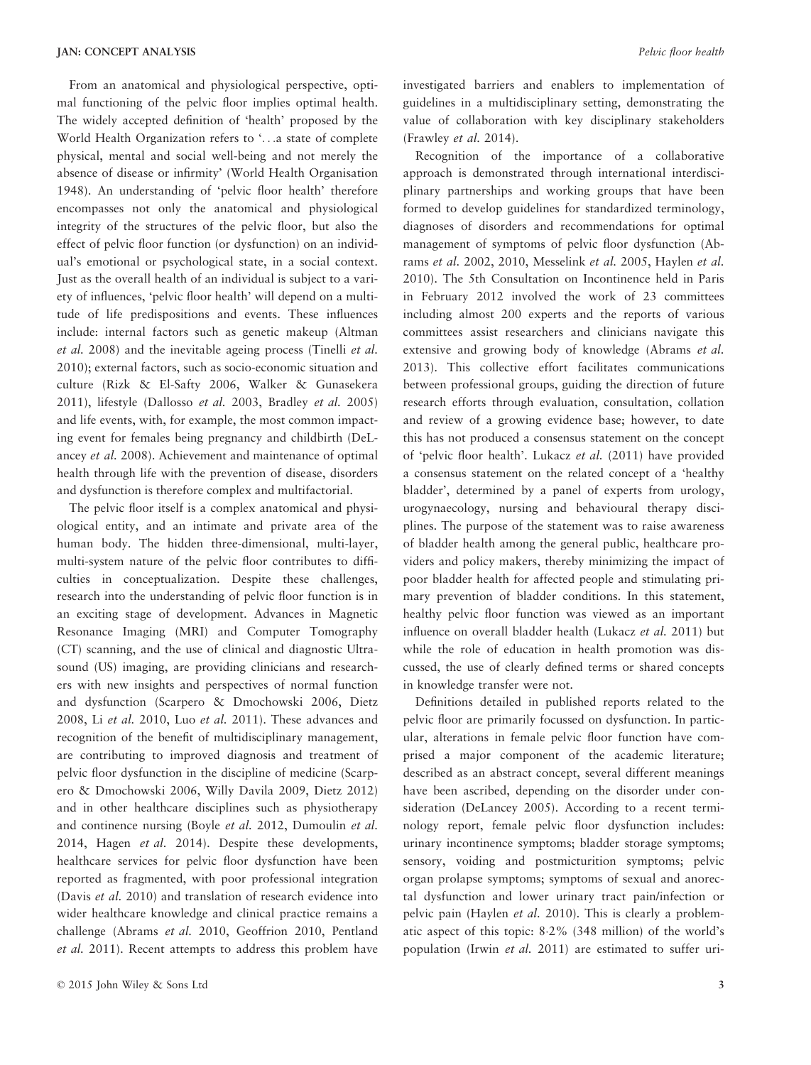From an anatomical and physiological perspective, optimal functioning of the pelvic floor implies optimal health. The widely accepted definition of 'health' proposed by the World Health Organization refers to '…a state of complete physical, mental and social well-being and not merely the absence of disease or infirmity' (World Health Organisation 1948). An understanding of 'pelvic floor health' therefore encompasses not only the anatomical and physiological integrity of the structures of the pelvic floor, but also the effect of pelvic floor function (or dysfunction) on an individual's emotional or psychological state, in a social context. Just as the overall health of an individual is subject to a variety of influences, 'pelvic floor health' will depend on a multitude of life predispositions and events. These influences include: internal factors such as genetic makeup (Altman *et al.* 2008) and the inevitable ageing process (Tinelli *et al.* 2010); external factors, such as socio-economic situation and culture (Rizk & El-Safty 2006, Walker & Gunasekera 2011), lifestyle (Dallosso *et al.* 2003, Bradley *et al.* 2005) and life events, with, for example, the most common impacting event for females being pregnancy and childbirth (DeLancey *et al.* 2008). Achievement and maintenance of optimal health through life with the prevention of disease, disorders and dysfunction is therefore complex and multifactorial.

The pelvic floor itself is a complex anatomical and physiological entity, and an intimate and private area of the human body. The hidden three-dimensional, multi-layer, multi-system nature of the pelvic floor contributes to difficulties in conceptualization. Despite these challenges, research into the understanding of pelvic floor function is in an exciting stage of development. Advances in Magnetic Resonance Imaging (MRI) and Computer Tomography (CT) scanning, and the use of clinical and diagnostic Ultrasound (US) imaging, are providing clinicians and researchers with new insights and perspectives of normal function and dysfunction (Scarpero & Dmochowski 2006, Dietz 2008, Li *et al.* 2010, Luo *et al.* 2011). These advances and recognition of the benefit of multidisciplinary management, are contributing to improved diagnosis and treatment of pelvic floor dysfunction in the discipline of medicine (Scarpero & Dmochowski 2006, Willy Davila 2009, Dietz 2012) and in other healthcare disciplines such as physiotherapy and continence nursing (Boyle *et al.* 2012, Dumoulin *et al.* 2014, Hagen *et al.* 2014). Despite these developments, healthcare services for pelvic floor dysfunction have been reported as fragmented, with poor professional integration (Davis *et al.* 2010) and translation of research evidence into wider healthcare knowledge and clinical practice remains a challenge (Abrams *et al.* 2010, Geoffrion 2010, Pentland *et al.* 2011). Recent attempts to address this problem have investigated barriers and enablers to implementation of guidelines in a multidisciplinary setting, demonstrating the value of collaboration with key disciplinary stakeholders (Frawley *et al.* 2014).

Recognition of the importance of a collaborative approach is demonstrated through international interdisciplinary partnerships and working groups that have been formed to develop guidelines for standardized terminology, diagnoses of disorders and recommendations for optimal management of symptoms of pelvic floor dysfunction (Abrams *et al.* 2002, 2010, Messelink *et al.* 2005, Haylen *et al.* 2010). The 5th Consultation on Incontinence held in Paris in February 2012 involved the work of 23 committees including almost 200 experts and the reports of various committees assist researchers and clinicians navigate this extensive and growing body of knowledge (Abrams *et al.* 2013). This collective effort facilitates communications between professional groups, guiding the direction of future research efforts through evaluation, consultation, collation and review of a growing evidence base; however, to date this has not produced a consensus statement on the concept of 'pelvic floor health'. Lukacz *et al.* (2011) have provided a consensus statement on the related concept of a 'healthy bladder', determined by a panel of experts from urology, urogynaecology, nursing and behavioural therapy disciplines. The purpose of the statement was to raise awareness of bladder health among the general public, healthcare providers and policy makers, thereby minimizing the impact of poor bladder health for affected people and stimulating primary prevention of bladder conditions. In this statement, healthy pelvic floor function was viewed as an important influence on overall bladder health (Lukacz *et al.* 2011) but while the role of education in health promotion was discussed, the use of clearly defined terms or shared concepts in knowledge transfer were not.

Definitions detailed in published reports related to the pelvic floor are primarily focussed on dysfunction. In particular, alterations in female pelvic floor function have comprised a major component of the academic literature; described as an abstract concept, several different meanings have been ascribed, depending on the disorder under consideration (DeLancey 2005). According to a recent terminology report, female pelvic floor dysfunction includes: urinary incontinence symptoms; bladder storage symptoms; sensory, voiding and postmicturition symptoms; pelvic organ prolapse symptoms; symptoms of sexual and anorectal dysfunction and lower urinary tract pain/infection or pelvic pain (Haylen *et al.* 2010). This is clearly a problematic aspect of this topic: 8·2% (348 million) of the world's population (Irwin *et al.* 2011) are estimated to suffer uri-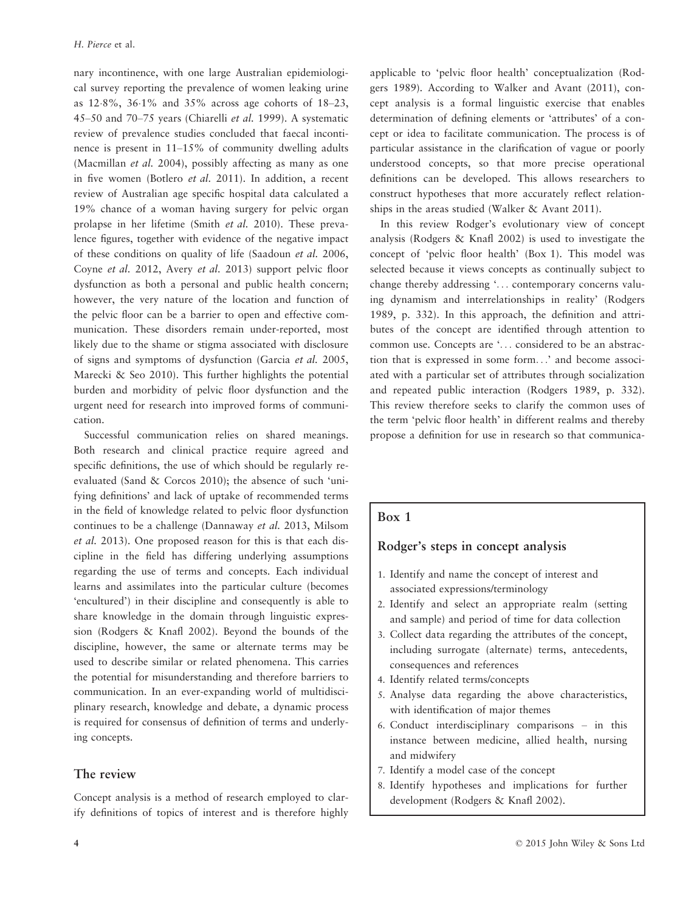nary incontinence, with one large Australian epidemiological survey reporting the prevalence of women leaking urine as 12·8%, 36·1% and 35% across age cohorts of 18–23, 45–50 and 70–75 years (Chiarelli *et al.* 1999). A systematic review of prevalence studies concluded that faecal incontinence is present in 11–15% of community dwelling adults (Macmillan *et al.* 2004), possibly affecting as many as one in five women (Botlero *et al.* 2011). In addition, a recent review of Australian age specific hospital data calculated a 19% chance of a woman having surgery for pelvic organ prolapse in her lifetime (Smith *et al.* 2010). These prevalence figures, together with evidence of the negative impact of these conditions on quality of life (Saadoun *et al.* 2006, Coyne *et al.* 2012, Avery *et al.* 2013) support pelvic floor dysfunction as both a personal and public health concern; however, the very nature of the location and function of the pelvic floor can be a barrier to open and effective communication. These disorders remain under-reported, most likely due to the shame or stigma associated with disclosure of signs and symptoms of dysfunction (Garcia *et al.* 2005, Marecki & Seo 2010). This further highlights the potential burden and morbidity of pelvic floor dysfunction and the urgent need for research into improved forms of communication.

Successful communication relies on shared meanings. Both research and clinical practice require agreed and specific definitions, the use of which should be regularly re-evaluated (Sand & Corcos 2010); the absence of such 'unifying definitions' and lack of uptake of recommended terms in the field of knowledge related to pelvic floor dysfunction continues to be a challenge (Dannaway *et al.* 2013, Milsom *et al.* 2013). One proposed reason for this is that each discipline in the field has differing underlying assumptions regarding the use of terms and concepts. Each individual learns and assimilates into the particular culture (becomes 'encultured') in their discipline and consequently is able to share knowledge in the domain through linguistic expression (Rodgers & Knafl 2002). Beyond the bounds of the discipline, however, the same or alternate terms may be used to describe similar or related phenomena. This carries the potential for misunderstanding and therefore barriers to communication. In an ever-expanding world of multidisciplinary research, knowledge and debate, a dynamic process is required for consensus of definition of terms and underlying concepts.

## The review

Concept analysis is a method of research employed to clarify definitions of topics of interest and is therefore highly applicable to 'pelvic floor health' conceptualization (Rodgers 1989). According to Walker and Avant (2011), concept analysis is a formal linguistic exercise that enables determination of defining elements or 'attributes' of a concept or idea to facilitate communication. The process is of particular assistance in the clarification of vague or poorly understood concepts, so that more precise operational definitions can be developed. This allows researchers to construct hypotheses that more accurately reflect relationships in the areas studied (Walker & Avant 2011).

In this review Rodger's evolutionary view of concept analysis (Rodgers & Knafl 2002) is used to investigate the concept of 'pelvic floor health' (Box 1). This model was selected because it views concepts as continually subject to change thereby addressing '... contemporary concerns valuing dynamism and interrelationships in reality' (Rodgers 1989, p. 332). In this approach, the definition and attributes of the concept are identified through attention to common use. Concepts are '... considered to be an abstraction that is expressed in some form...' and become associated with a particular set of attributes through socialization and repeated public interaction (Rodgers 1989, p. 332). This review therefore seeks to clarify the common uses of the term 'pelvic floor health' in different realms and thereby propose a definition for use in research so that communica-

### Box 1

#### Rodger's steps in concept analysis

1. Identify and name the concept of interest and associated expressions/terminology
2. Identify and select an appropriate realm (setting and sample) and period of time for data collection
3. Collect data regarding the attributes of the concept, including surrogate (alternate) terms, antecedents, consequences and references
4. Identify related terms/concepts
5. Analyse data regarding the above characteristics, with identification of major themes
6. Conduct interdisciplinary comparisons – in this instance between medicine, allied health, nursing and midwifery
7. Identify a model case of the concept
8. Identify hypotheses and implications for further development (Rodgers & Knafl 2002).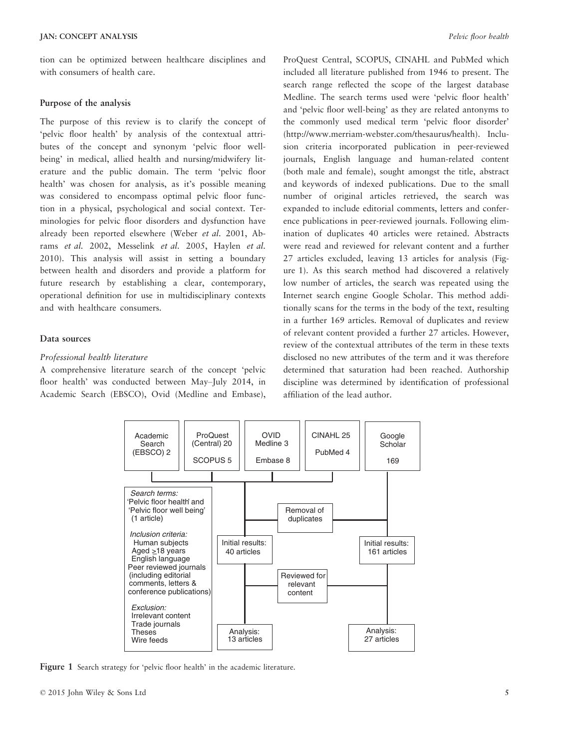tion can be optimized between healthcare disciplines and with consumers of health care.

### Purpose of the analysis

The purpose of this review is to clarify the concept of 'pelvic floor health' by analysis of the contextual attributes of the concept and synonym 'pelvic floor well-being' in medical, allied health and nursing/midwifery literature and the public domain. The term 'pelvic floor health' was chosen for analysis, as it's possible meaning was considered to encompass optimal pelvic floor function in a physical, psychological and social context. Terminologies for pelvic floor disorders and dysfunction have already been reported elsewhere (Weber *et al.* 2001, Abrams *et al.* 2002, Messelink *et al.* 2005, Haylen *et al.* 2010). This analysis will assist in setting a boundary between health and disorders and provide a platform for future research by establishing a clear, contemporary, operational definition for use in multidisciplinary contexts and with healthcare consumers.

### Data sources

#### *Professional health literature*

A comprehensive literature search of the concept 'pelvic floor health' was conducted between May–July 2014, in Academic Search (EBSCO), Ovid (Medline and Embase), ProQuest Central, SCOPUS, CINAHL and PubMed which included all literature published from 1946 to present. The search range reflected the scope of the largest database Medline. The search terms used were 'pelvic floor health' and 'pelvic floor well-being' as they are related antonyms to the commonly used medical term 'pelvic floor disorder' (http://www.merriam-webster.com/thesaurus/health). Inclusion criteria incorporated publication in peer-reviewed journals, English language and human-related content (both male and female), sought amongst the title, abstract and keywords of indexed publications. Due to the small number of original articles retrieved, the search was expanded to include editorial comments, letters and conference publications in peer-reviewed journals. Following elimination of duplicates 40 articles were retained. Abstracts were read and reviewed for relevant content and a further 27 articles excluded, leaving 13 articles for analysis (Figure 1). As this search method had discovered a relatively low number of articles, the search was repeated using the Internet search engine Google Scholar. This method additionally scans for the terms in the body of the text, resulting in a further 169 articles. Removal of duplicates and review of relevant content provided a further 27 articles. However, review of the contextual attributes of the term in these texts disclosed no new attributes of the term and it was therefore determined that saturation had been reached. Authorship discipline was determined by identification of professional affiliation of the lead author.

Academic Search (EBSCO) 2 | ProQuest (Central) 20, SCOPUS 5 | OVID Medline 3, Embase 8 | CINAHL 25, PubMed 4 | Google Scholar 169

*Search terms:* 'Pelvic floor health' and 'Pelvic floor well being' (1 article)

*Inclusion criteria:* Human subjects; Aged ≥18 years; English language; Peer reviewed journals (including editorial comments, letters & conference publications)

*Exclusion:* Irrelevant content; Trade journals; Theses; Wire feeds

Removal of duplicates → Initial results: 40 articles | Initial results: 161 articles

Reviewed for relevant content → Analysis: 13 articles | Analysis: 27 articles

**Figure 1** Search strategy for 'pelvic floor health' in the academic literature.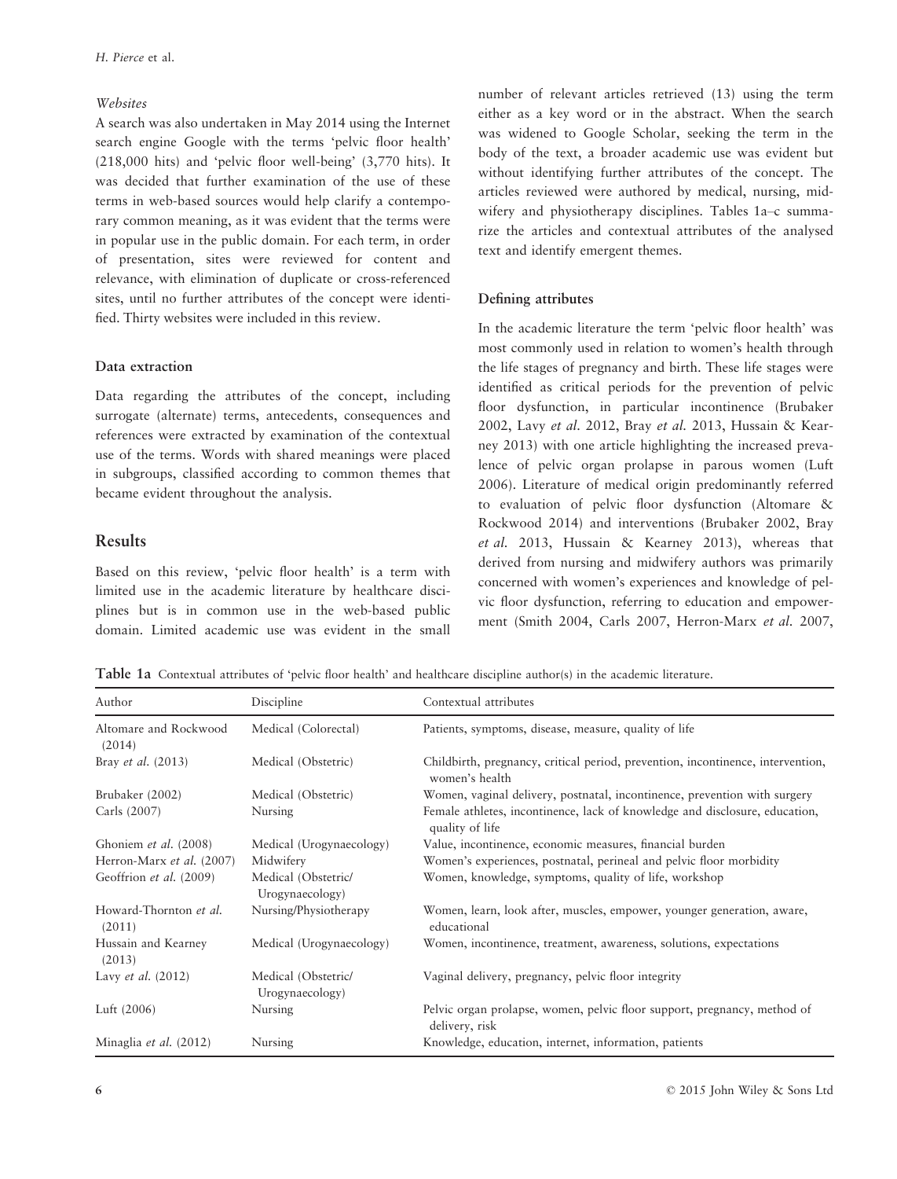#### *Websites*

A search was also undertaken in May 2014 using the Internet search engine Google with the terms 'pelvic floor health' (218,000 hits) and 'pelvic floor well-being' (3,770 hits). It was decided that further examination of the use of these terms in web-based sources would help clarify a contemporary common meaning, as it was evident that the terms were in popular use in the public domain. For each term, in order of presentation, sites were reviewed for content and relevance, with elimination of duplicate or cross-referenced sites, until no further attributes of the concept were identified. Thirty websites were included in this review.

### Data extraction

Data regarding the attributes of the concept, including surrogate (alternate) terms, antecedents, consequences and references were extracted by examination of the contextual use of the terms. Words with shared meanings were placed in subgroups, classified according to common themes that became evident throughout the analysis.

## Results

Based on this review, 'pelvic floor health' is a term with limited use in the academic literature by healthcare disciplines but is in common use in the web-based public domain. Limited academic use was evident in the small number of relevant articles retrieved (13) using the term either as a key word or in the abstract. When the search was widened to Google Scholar, seeking the term in the body of the text, a broader academic use was evident but without identifying further attributes of the concept. The articles reviewed were authored by medical, nursing, midwifery and physiotherapy disciplines. Tables 1a–c summarize the articles and contextual attributes of the analysed text and identify emergent themes.

### Defining attributes

In the academic literature the term 'pelvic floor health' was most commonly used in relation to women's health through the life stages of pregnancy and birth. These life stages were identified as critical periods for the prevention of pelvic floor dysfunction, in particular incontinence (Brubaker 2002, Lavy *et al.* 2012, Bray *et al.* 2013, Hussain & Kearney 2013) with one article highlighting the increased prevalence of pelvic organ prolapse in parous women (Luft 2006). Literature of medical origin predominantly referred to evaluation of pelvic floor dysfunction (Altomare & Rockwood 2014) and interventions (Brubaker 2002, Bray *et al.* 2013, Hussain & Kearney 2013), whereas that derived from nursing and midwifery authors was primarily concerned with women's experiences and knowledge of pelvic floor dysfunction, referring to education and empowerment (Smith 2004, Carls 2007, Herron-Marx *et al.* 2007,

**Table 1a** Contextual attributes of 'pelvic floor health' and healthcare discipline author(s) in the academic literature.

| Author | Discipline | Contextual attributes |
|---|---|---|
| Altomare and Rockwood (2014) | Medical (Colorectal) | Patients, symptoms, disease, measure, quality of life |
| Bray *et al.* (2013) | Medical (Obstetric) | Childbirth, pregnancy, critical period, prevention, incontinence, intervention, women's health |
| Brubaker (2002) | Medical (Obstetric) | Women, vaginal delivery, postnatal, incontinence, prevention with surgery |
| Carls (2007) | Nursing | Female athletes, incontinence, lack of knowledge and disclosure, education, quality of life |
| Ghoniem *et al.* (2008) | Medical (Urogynaecology) | Value, incontinence, economic measures, financial burden |
| Herron-Marx *et al.* (2007) | Midwifery | Women's experiences, postnatal, perineal and pelvic floor morbidity |
| Geoffrion *et al.* (2009) | Medical (Obstetric/ Urogynaecology) | Women, knowledge, symptoms, quality of life, workshop |
| Howard-Thornton *et al.* (2011) | Nursing/Physiotherapy | Women, learn, look after, muscles, empower, younger generation, aware, educational |
| Hussain and Kearney (2013) | Medical (Urogynaecology) | Women, incontinence, treatment, awareness, solutions, expectations |
| Lavy *et al.* (2012) | Medical (Obstetric/ Urogynaecology) | Vaginal delivery, pregnancy, pelvic floor integrity |
| Luft (2006) | Nursing | Pelvic organ prolapse, women, pelvic floor support, pregnancy, method of delivery, risk |
| Minaglia *et al.* (2012) | Nursing | Knowledge, education, internet, information, patients |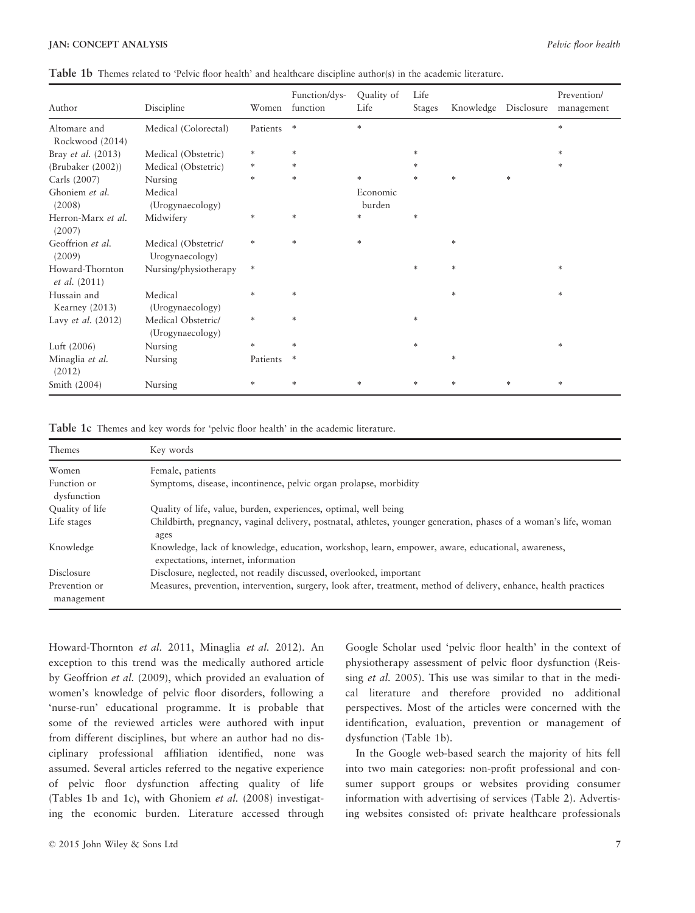Table 1b Themes related to 'Pelvic floor health' and healthcare discipline author(s) in the academic literature.

| Author | Discipline | Women | Function/dys-function | Quality of Life | Life Stages | Knowledge | Disclosure | Prevention/ management |
|---|---|---|---|---|---|---|---|---|
| Altomare and Rockwood (2014) | Medical (Colorectal) | Patients | * | * | | | | * |
| Bray *et al.* (2013) | Medical (Obstetric) | * | * | | * | | | * |
| (Brubaker (2002)) | Medical (Obstetric) | * | * | | * | | | * |
| Carls (2007) | Nursing | * | * | * | * | * | * | |
| Ghoniem *et al.* (2008) | Medical (Urogynaecology) | | | Economic burden | | | | |
| Herron-Marx *et al.* (2007) | Midwifery | * | * | * | * | | | |
| Geoffrion *et al.* (2009) | Medical (Obstetric/ Urogynaecology) | * | * | * | | * | | |
| Howard-Thornton *et al.* (2011) | Nursing/physiotherapy | * | | | * | * | | * |
| Hussain and Kearney (2013) | Medical (Urogynaecology) | * | * | | | * | | * |
| Lavy *et al.* (2012) | Medical Obstetric/ (Urogynaecology) | * | * | | * | | | |
| Luft (2006) | Nursing | * | * | | * | | | * |
| Minaglia *et al.* (2012) | Nursing | Patients | * | | | * | | |
| Smith (2004) | Nursing | * | * | * | * | * | * | * |

Table 1c Themes and key words for 'pelvic floor health' in the academic literature.

| Themes | Key words |
|---|---|
| Women | Female, patients |
| Function or dysfunction | Symptoms, disease, incontinence, pelvic organ prolapse, morbidity |
| Quality of life | Quality of life, value, burden, experiences, optimal, well being |
| Life stages | Childbirth, pregnancy, vaginal delivery, postnatal, athletes, younger generation, phases of a woman's life, woman ages |
| Knowledge | Knowledge, lack of knowledge, education, workshop, learn, empower, aware, educational, awareness, expectations, internet, information |
| Disclosure | Disclosure, neglected, not readily discussed, overlooked, important |
| Prevention or management | Measures, prevention, intervention, surgery, look after, treatment, method of delivery, enhance, health practices |

Howard-Thornton *et al.* 2011, Minaglia *et al.* 2012). An exception to this trend was the medically authored article by Geoffrion *et al.* (2009), which provided an evaluation of women's knowledge of pelvic floor disorders, following a 'nurse-run' educational programme. It is probable that some of the reviewed articles were authored with input from different disciplines, but where an author had no disciplinary professional affiliation identified, none was assumed. Several articles referred to the negative experience of pelvic floor dysfunction affecting quality of life (Tables 1b and 1c), with Ghoniem *et al.* (2008) investigating the economic burden. Literature accessed through Google Scholar used 'pelvic floor health' in the context of physiotherapy assessment of pelvic floor dysfunction (Reissing *et al.* 2005). This use was similar to that in the medical literature and therefore provided no additional perspectives. Most of the articles were concerned with the identification, evaluation, prevention or management of dysfunction (Table 1b).

In the Google web-based search the majority of hits fell into two main categories: non-profit professional and consumer support groups or websites providing consumer information with advertising of services (Table 2). Advertising websites consisted of: private healthcare professionals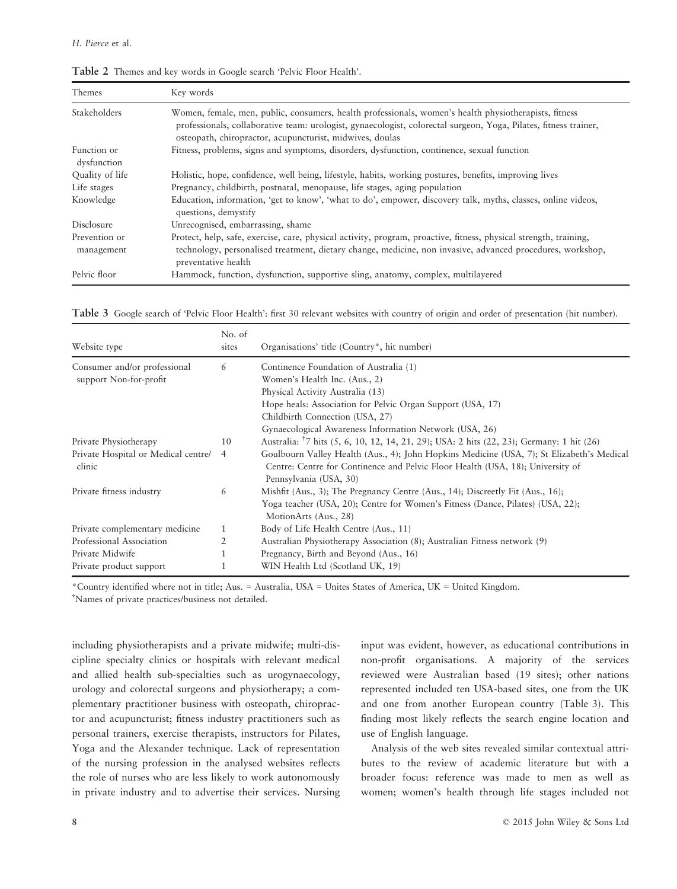**Table 2** Themes and key words in Google search 'Pelvic Floor Health'.

| Themes | Key words |
| --- | --- |
| Stakeholders | Women, female, men, public, consumers, health professionals, women's health physiotherapists, fitness professionals, collaborative team: urologist, gynaecologist, colorectal surgeon, Yoga, Pilates, fitness trainer, osteopath, chiropractor, acupuncturist, midwives, doulas |
| Function or dysfunction | Fitness, problems, signs and symptoms, disorders, dysfunction, continence, sexual function |
| Quality of life | Holistic, hope, confidence, well being, lifestyle, habits, working postures, benefits, improving lives |
| Life stages | Pregnancy, childbirth, postnatal, menopause, life stages, aging population |
| Knowledge | Education, information, 'get to know', 'what to do', empower, discovery talk, myths, classes, online videos, questions, demystify |
| Disclosure | Unrecognised, embarrassing, shame |
| Prevention or management | Protect, help, safe, exercise, care, physical activity, program, proactive, fitness, physical strength, training, technology, personalised treatment, dietary change, medicine, non invasive, advanced procedures, workshop, preventative health |
| Pelvic floor | Hammock, function, dysfunction, supportive sling, anatomy, complex, multilayered |

**Table 3** Google search of 'Pelvic Floor Health': first 30 relevant websites with country of origin and order of presentation (hit number).

| Website type | No. of sites | Organisations' title (Country*, hit number) |
| --- | --- | --- |
| Consumer and/or professional support Non-for-profit | 6 | Continence Foundation of Australia (1)<br>Women's Health Inc. (Aus., 2)<br>Physical Activity Australia (13)<br>Hope heals: Association for Pelvic Organ Support (USA, 17)<br>Childbirth Connection (USA, 27)<br>Gynaecological Awareness Information Network (USA, 26) |
| Private Physiotherapy | 10 | Australia: [†]7 hits (5, 6, 10, 12, 14, 21, 29); USA: 2 hits (22, 23); Germany: 1 hit (26) |
| Private Hospital or Medical centre/ clinic | 4 | Goulbourn Valley Health (Aus., 4); John Hopkins Medicine (USA, 7); St Elizabeth's Medical Centre: Centre for Continence and Pelvic Floor Health (USA, 18); University of Pennsylvania (USA, 30) |
| Private fitness industry | 6 | Mishfit (Aus., 3); The Pregnancy Centre (Aus., 14); Discreetly Fit (Aus., 16); Yoga teacher (USA, 20); Centre for Women's Fitness (Dance, Pilates) (USA, 22); MotionArts (Aus., 28) |
| Private complementary medicine | 1 | Body of Life Health Centre (Aus., 11) |
| Professional Association | 2 | Australian Physiotherapy Association (8); Australian Fitness network (9) |
| Private Midwife | 1 | Pregnancy, Birth and Beyond (Aus., 16) |
| Private product support | 1 | WIN Health Ltd (Scotland UK, 19) |

*Country identified where not in title; Aus. = Australia, USA = Unites States of America, UK = United Kingdom.
[†]Names of private practices/business not detailed.

including physiotherapists and a private midwife; multi-discipline specialty clinics or hospitals with relevant medical and allied health sub-specialties such as urogynaecology, urology and colorectal surgeons and physiotherapy; a complementary practitioner business with osteopath, chiropractor and acupuncturist; fitness industry practitioners such as personal trainers, exercise therapists, instructors for Pilates, Yoga and the Alexander technique. Lack of representation of the nursing profession in the analysed websites reflects the role of nurses who are less likely to work autonomously in private industry and to advertise their services. Nursing input was evident, however, as educational contributions in non-profit organisations. A majority of the services reviewed were Australian based (19 sites); other nations represented included ten USA-based sites, one from the UK and one from another European country (Table 3). This finding most likely reflects the search engine location and use of English language.

Analysis of the web sites revealed similar contextual attributes to the review of academic literature but with a broader focus: reference was made to men as well as women; women's health through life stages included not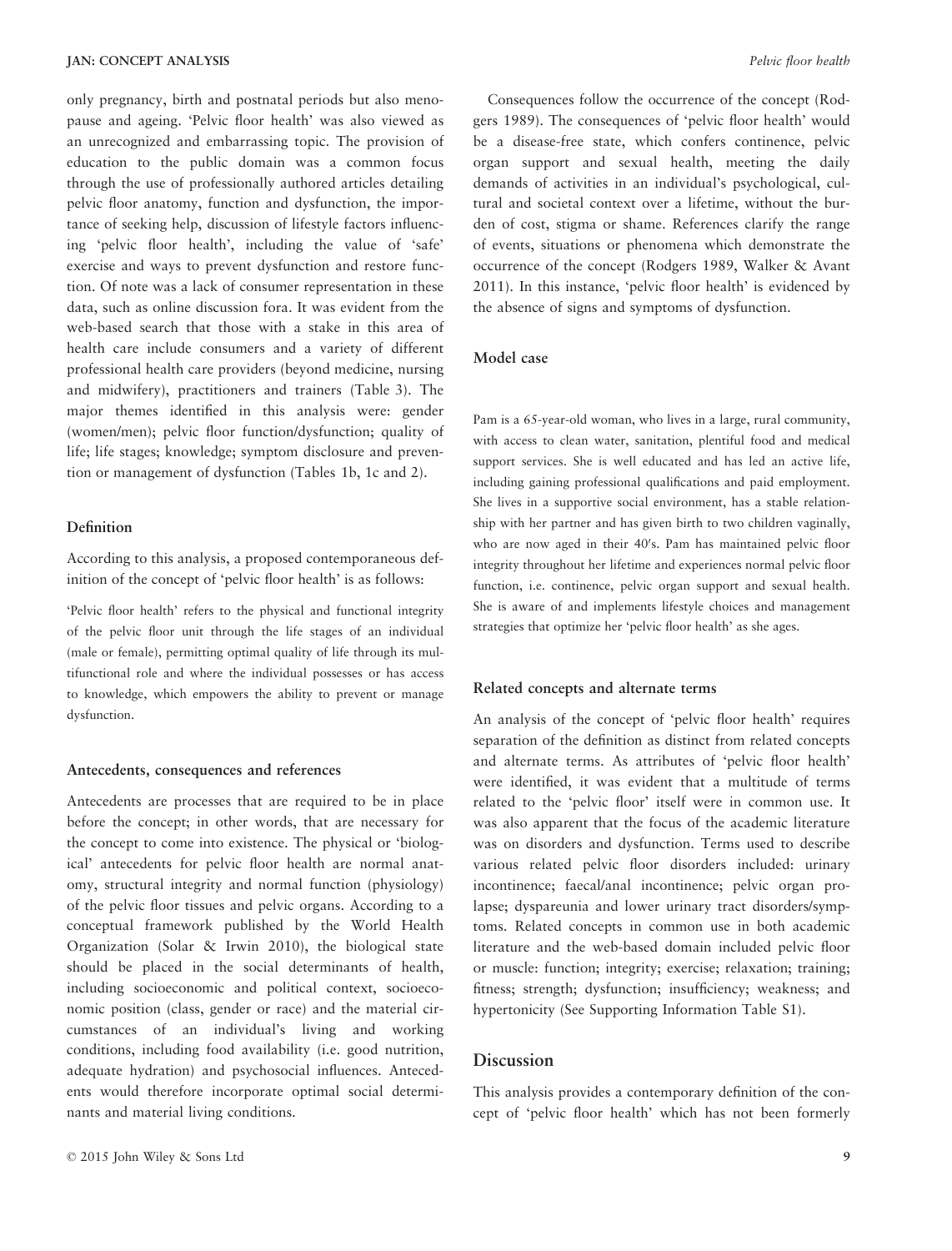only pregnancy, birth and postnatal periods but also menopause and ageing. 'Pelvic floor health' was also viewed as an unrecognized and embarrassing topic. The provision of education to the public domain was a common focus through the use of professionally authored articles detailing pelvic floor anatomy, function and dysfunction, the importance of seeking help, discussion of lifestyle factors influencing 'pelvic floor health', including the value of 'safe' exercise and ways to prevent dysfunction and restore function. Of note was a lack of consumer representation in these data, such as online discussion fora. It was evident from the web-based search that those with a stake in this area of health care include consumers and a variety of different professional health care providers (beyond medicine, nursing and midwifery), practitioners and trainers (Table 3). The major themes identified in this analysis were: gender (women/men); pelvic floor function/dysfunction; quality of life; life stages; knowledge; symptom disclosure and prevention or management of dysfunction (Tables 1b, 1c and 2).

### Definition

According to this analysis, a proposed contemporaneous definition of the concept of 'pelvic floor health' is as follows:

'Pelvic floor health' refers to the physical and functional integrity of the pelvic floor unit through the life stages of an individual (male or female), permitting optimal quality of life through its multifunctional role and where the individual possesses or has access to knowledge, which empowers the ability to prevent or manage dysfunction.

### Antecedents, consequences and references

Antecedents are processes that are required to be in place before the concept; in other words, that are necessary for the concept to come into existence. The physical or 'biological' antecedents for pelvic floor health are normal anatomy, structural integrity and normal function (physiology) of the pelvic floor tissues and pelvic organs. According to a conceptual framework published by the World Health Organization (Solar & Irwin 2010), the biological state should be placed in the social determinants of health, including socioeconomic and political context, socioeconomic position (class, gender or race) and the material circumstances of an individual's living and working conditions, including food availability (i.e. good nutrition, adequate hydration) and psychosocial influences. Antecedents would therefore incorporate optimal social determinants and material living conditions.

Consequences follow the occurrence of the concept (Rodgers 1989). The consequences of 'pelvic floor health' would be a disease-free state, which confers continence, pelvic organ support and sexual health, meeting the daily demands of activities in an individual's psychological, cultural and societal context over a lifetime, without the burden of cost, stigma or shame. References clarify the range of events, situations or phenomena which demonstrate the occurrence of the concept (Rodgers 1989, Walker & Avant 2011). In this instance, 'pelvic floor health' is evidenced by the absence of signs and symptoms of dysfunction.

### Model case

Pam is a 65-year-old woman, who lives in a large, rural community, with access to clean water, sanitation, plentiful food and medical support services. She is well educated and has led an active life, including gaining professional qualifications and paid employment. She lives in a supportive social environment, has a stable relationship with her partner and has given birth to two children vaginally, who are now aged in their 40′s. Pam has maintained pelvic floor integrity throughout her lifetime and experiences normal pelvic floor function, i.e. continence, pelvic organ support and sexual health. She is aware of and implements lifestyle choices and management strategies that optimize her 'pelvic floor health' as she ages.

### Related concepts and alternate terms

An analysis of the concept of 'pelvic floor health' requires separation of the definition as distinct from related concepts and alternate terms. As attributes of 'pelvic floor health' were identified, it was evident that a multitude of terms related to the 'pelvic floor' itself were in common use. It was also apparent that the focus of the academic literature was on disorders and dysfunction. Terms used to describe various related pelvic floor disorders included: urinary incontinence; faecal/anal incontinence; pelvic organ prolapse; dyspareunia and lower urinary tract disorders/symptoms. Related concepts in common use in both academic literature and the web-based domain included pelvic floor or muscle: function; integrity; exercise; relaxation; training; fitness; strength; dysfunction; insufficiency; weakness; and hypertonicity (See Supporting Information Table S1).

## Discussion

This analysis provides a contemporary definition of the concept of 'pelvic floor health' which has not been formerly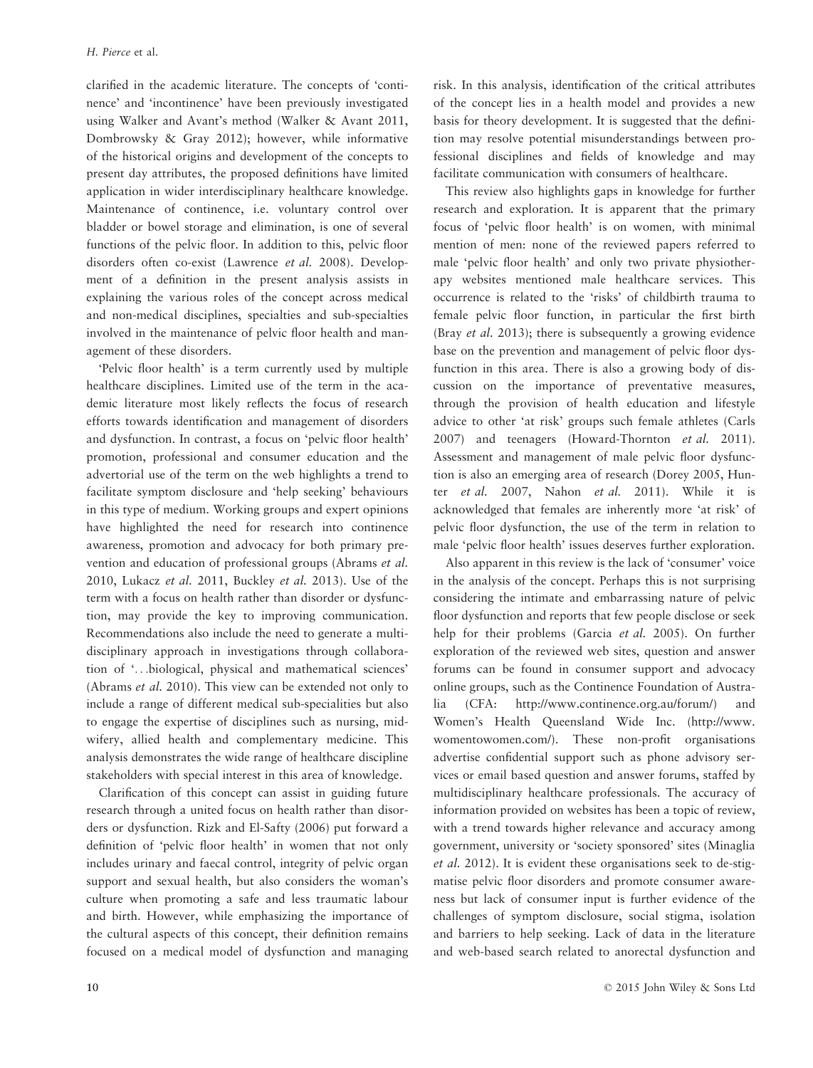clarified in the academic literature. The concepts of 'continence' and 'incontinence' have been previously investigated using Walker and Avant's method (Walker & Avant 2011, Dombrowsky & Gray 2012); however, while informative of the historical origins and development of the concepts to present day attributes, the proposed definitions have limited application in wider interdisciplinary healthcare knowledge. Maintenance of continence, i.e. voluntary control over bladder or bowel storage and elimination, is one of several functions of the pelvic floor. In addition to this, pelvic floor disorders often co-exist (Lawrence *et al.* 2008). Development of a definition in the present analysis assists in explaining the various roles of the concept across medical and non-medical disciplines, specialties and sub-specialties involved in the maintenance of pelvic floor health and management of these disorders.

'Pelvic floor health' is a term currently used by multiple healthcare disciplines. Limited use of the term in the academic literature most likely reflects the focus of research efforts towards identification and management of disorders and dysfunction. In contrast, a focus on 'pelvic floor health' promotion, professional and consumer education and the advertorial use of the term on the web highlights a trend to facilitate symptom disclosure and 'help seeking' behaviours in this type of medium. Working groups and expert opinions have highlighted the need for research into continence awareness, promotion and advocacy for both primary prevention and education of professional groups (Abrams *et al.* 2010, Lukacz *et al.* 2011, Buckley *et al.* 2013). Use of the term with a focus on health rather than disorder or dysfunction, may provide the key to improving communication. Recommendations also include the need to generate a multidisciplinary approach in investigations through collaboration of '…biological, physical and mathematical sciences' (Abrams *et al.* 2010). This view can be extended not only to include a range of different medical sub-specialities but also to engage the expertise of disciplines such as nursing, midwifery, allied health and complementary medicine. This analysis demonstrates the wide range of healthcare discipline stakeholders with special interest in this area of knowledge.

Clarification of this concept can assist in guiding future research through a united focus on health rather than disorders or dysfunction. Rizk and El-Safty (2006) put forward a definition of 'pelvic floor health' in women that not only includes urinary and faecal control, integrity of pelvic organ support and sexual health, but also considers the woman's culture when promoting a safe and less traumatic labour and birth. However, while emphasizing the importance of the cultural aspects of this concept, their definition remains focused on a medical model of dysfunction and managing risk. In this analysis, identification of the critical attributes of the concept lies in a health model and provides a new basis for theory development. It is suggested that the definition may resolve potential misunderstandings between professional disciplines and fields of knowledge and may facilitate communication with consumers of healthcare.

This review also highlights gaps in knowledge for further research and exploration. It is apparent that the primary focus of 'pelvic floor health' is on women, with minimal mention of men: none of the reviewed papers referred to male 'pelvic floor health' and only two private physiotherapy websites mentioned male healthcare services. This occurrence is related to the 'risks' of childbirth trauma to female pelvic floor function, in particular the first birth (Bray *et al.* 2013); there is subsequently a growing evidence base on the prevention and management of pelvic floor dysfunction in this area. There is also a growing body of discussion on the importance of preventative measures, through the provision of health education and lifestyle advice to other 'at risk' groups such female athletes (Carls 2007) and teenagers (Howard-Thornton *et al.* 2011). Assessment and management of male pelvic floor dysfunction is also an emerging area of research (Dorey 2005, Hunter *et al.* 2007, Nahon *et al.* 2011). While it is acknowledged that females are inherently more 'at risk' of pelvic floor dysfunction, the use of the term in relation to male 'pelvic floor health' issues deserves further exploration.

Also apparent in this review is the lack of 'consumer' voice in the analysis of the concept. Perhaps this is not surprising considering the intimate and embarrassing nature of pelvic floor dysfunction and reports that few people disclose or seek help for their problems (Garcia *et al.* 2005). On further exploration of the reviewed web sites, question and answer forums can be found in consumer support and advocacy online groups, such as the Continence Foundation of Australia (CFA: http://www.continence.org.au/forum/) and Women's Health Queensland Wide Inc. (http://www.womentowomen.com/). These non-profit organisations advertise confidential support such as phone advisory services or email based question and answer forums, staffed by multidisciplinary healthcare professionals. The accuracy of information provided on websites has been a topic of review, with a trend towards higher relevance and accuracy among government, university or 'society sponsored' sites (Minaglia *et al.* 2012). It is evident these organisations seek to de-stigmatise pelvic floor disorders and promote consumer awareness but lack of consumer input is further evidence of the challenges of symptom disclosure, social stigma, isolation and barriers to help seeking. Lack of data in the literature and web-based search related to anorectal dysfunction and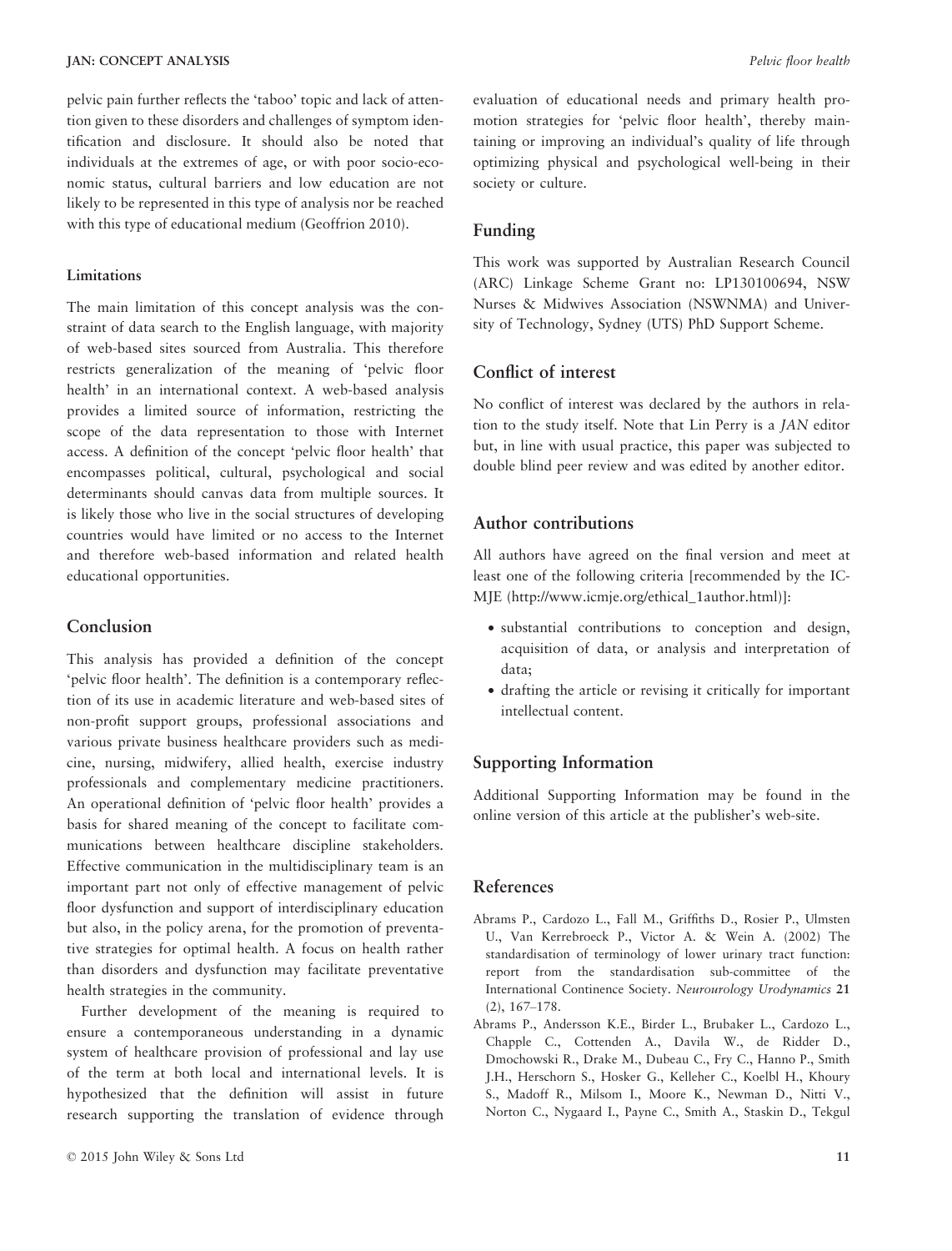pelvic pain further reflects the 'taboo' topic and lack of attention given to these disorders and challenges of symptom identification and disclosure. It should also be noted that individuals at the extremes of age, or with poor socio-economic status, cultural barriers and low education are not likely to be represented in this type of analysis nor be reached with this type of educational medium (Geoffrion 2010).

### Limitations

The main limitation of this concept analysis was the constraint of data search to the English language, with majority of web-based sites sourced from Australia. This therefore restricts generalization of the meaning of 'pelvic floor health' in an international context. A web-based analysis provides a limited source of information, restricting the scope of the data representation to those with Internet access. A definition of the concept 'pelvic floor health' that encompasses political, cultural, psychological and social determinants should canvas data from multiple sources. It is likely those who live in the social structures of developing countries would have limited or no access to the Internet and therefore web-based information and related health educational opportunities.

## Conclusion

This analysis has provided a definition of the concept 'pelvic floor health'. The definition is a contemporary reflection of its use in academic literature and web-based sites of non-profit support groups, professional associations and various private business healthcare providers such as medicine, nursing, midwifery, allied health, exercise industry professionals and complementary medicine practitioners. An operational definition of 'pelvic floor health' provides a basis for shared meaning of the concept to facilitate communications between healthcare discipline stakeholders. Effective communication in the multidisciplinary team is an important part not only of effective management of pelvic floor dysfunction and support of interdisciplinary education but also, in the policy arena, for the promotion of preventative strategies for optimal health. A focus on health rather than disorders and dysfunction may facilitate preventative health strategies in the community.

Further development of the meaning is required to ensure a contemporaneous understanding in a dynamic system of healthcare provision of professional and lay use of the term at both local and international levels. It is hypothesized that the definition will assist in future research supporting the translation of evidence through evaluation of educational needs and primary health promotion strategies for 'pelvic floor health', thereby maintaining or improving an individual's quality of life through optimizing physical and psychological well-being in their society or culture.

## Funding

This work was supported by Australian Research Council (ARC) Linkage Scheme Grant no: LP130100694, NSW Nurses & Midwives Association (NSWNMA) and University of Technology, Sydney (UTS) PhD Support Scheme.

## Conflict of interest

No conflict of interest was declared by the authors in relation to the study itself. Note that Lin Perry is a *JAN* editor but, in line with usual practice, this paper was subjected to double blind peer review and was edited by another editor.

## Author contributions

All authors have agreed on the final version and meet at least one of the following criteria [recommended by the ICMJE (http://www.icmje.org/ethical_1author.html)]:

- substantial contributions to conception and design, acquisition of data, or analysis and interpretation of data;
- drafting the article or revising it critically for important intellectual content.

## Supporting Information

Additional Supporting Information may be found in the online version of this article at the publisher's web-site.

## References

Abrams P., Cardozo L., Fall M., Griffiths D., Rosier P., Ulmsten U., Van Kerrebroeck P., Victor A. & Wein A. (2002) The standardisation of terminology of lower urinary tract function: report from the standardisation sub-committee of the International Continence Society. *Neurourology Urodynamics* **21** (2), 167–178.

Abrams P., Andersson K.E., Birder L., Brubaker L., Cardozo L., Chapple C., Cottenden A., Davila W., de Ridder D., Dmochowski R., Drake M., Dubeau C., Fry C., Hanno P., Smith J.H., Herschorn S., Hosker G., Kelleher C., Koelbl H., Khoury S., Madoff R., Milsom I., Moore K., Newman D., Nitti V., Norton C., Nygaard I., Payne C., Smith A., Staskin D., Tekgul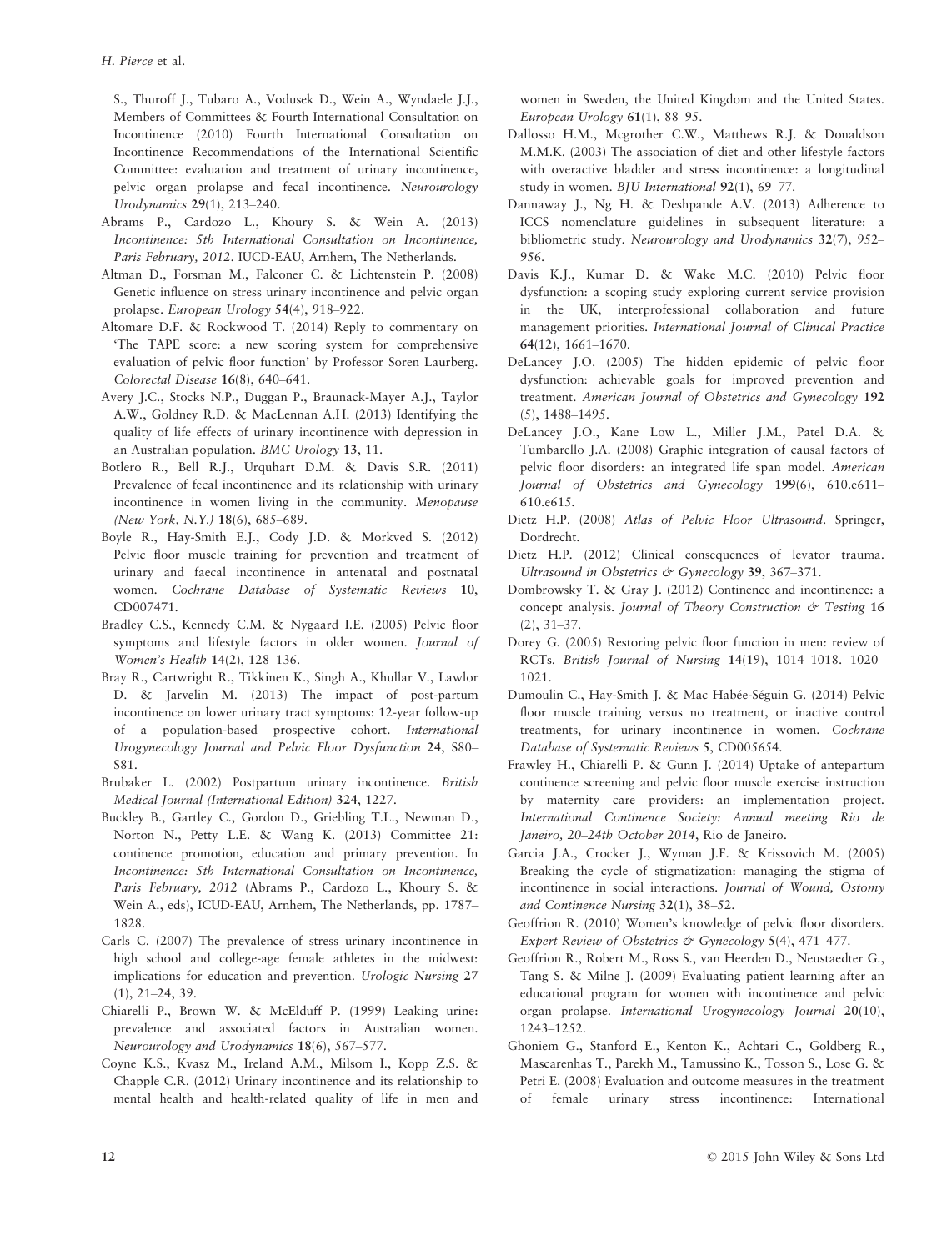S., Thuroff J., Tubaro A., Vodusek D., Wein A., Wyndaele J.J., Members of Committees & Fourth International Consultation on Incontinence (2010) Fourth International Consultation on Incontinence Recommendations of the International Scientific Committee: evaluation and treatment of urinary incontinence, pelvic organ prolapse and fecal incontinence. *Neurourology Urodynamics* **29**(1), 213–240.

Abrams P., Cardozo L., Khoury S. & Wein A. (2013) *Incontinence: 5th International Consultation on Incontinence, Paris February, 2012*. IUCD-EAU, Arnhem, The Netherlands.

Altman D., Forsman M., Falconer C. & Lichtenstein P. (2008) Genetic influence on stress urinary incontinence and pelvic organ prolapse. *European Urology* **54**(4), 918–922.

Altomare D.F. & Rockwood T. (2014) Reply to commentary on 'The TAPE score: a new scoring system for comprehensive evaluation of pelvic floor function' by Professor Soren Laurberg. *Colorectal Disease* **16**(8), 640–641.

Avery J.C., Stocks N.P., Duggan P., Braunack-Mayer A.J., Taylor A.W., Goldney R.D. & MacLennan A.H. (2013) Identifying the quality of life effects of urinary incontinence with depression in an Australian population. *BMC Urology* **13**, 11.

Botlero R., Bell R.J., Urquhart D.M. & Davis S.R. (2011) Prevalence of fecal incontinence and its relationship with urinary incontinence in women living in the community. *Menopause (New York, N.Y.)* **18**(6), 685–689.

Boyle R., Hay-Smith E.J., Cody J.D. & Morkved S. (2012) Pelvic floor muscle training for prevention and treatment of urinary and faecal incontinence in antenatal and postnatal women. *Cochrane Database of Systematic Reviews* **10**, CD007471.

Bradley C.S., Kennedy C.M. & Nygaard I.E. (2005) Pelvic floor symptoms and lifestyle factors in older women. *Journal of Women's Health* **14**(2), 128–136.

Bray R., Cartwright R., Tikkinen K., Singh A., Khullar V., Lawlor D. & Jarvelin M. (2013) The impact of post-partum incontinence on lower urinary tract symptoms: 12-year follow-up of a population-based prospective cohort. *International Urogynecology Journal and Pelvic Floor Dysfunction* **24**, S80–S81.

Brubaker L. (2002) Postpartum urinary incontinence. *British Medical Journal (International Edition)* **324**, 1227.

Buckley B., Gartley C., Gordon D., Griebling T.L., Newman D., Norton N., Petty L.E. & Wang K. (2013) Committee 21: continence promotion, education and primary prevention. In *Incontinence: 5th International Consultation on Incontinence, Paris February, 2012* (Abrams P., Cardozo L., Khoury S. & Wein A., eds), ICUD-EAU, Arnhem, The Netherlands, pp. 1787–1828.

Carls C. (2007) The prevalence of stress urinary incontinence in high school and college-age female athletes in the midwest: implications for education and prevention. *Urologic Nursing* **27** (1), 21–24, 39.

Chiarelli P., Brown W. & McElduff P. (1999) Leaking urine: prevalence and associated factors in Australian women. *Neurourology and Urodynamics* **18**(6), 567–577.

Coyne K.S., Kvasz M., Ireland A.M., Milsom I., Kopp Z.S. & Chapple C.R. (2012) Urinary incontinence and its relationship to mental health and health-related quality of life in men and women in Sweden, the United Kingdom and the United States. *European Urology* **61**(1), 88–95.

Dallosso H.M., Mcgrother C.W., Matthews R.J. & Donaldson M.M.K. (2003) The association of diet and other lifestyle factors with overactive bladder and stress incontinence: a longitudinal study in women. *BJU International* **92**(1), 69–77.

Dannaway J., Ng H. & Deshpande A.V. (2013) Adherence to ICCS nomenclature guidelines in subsequent literature: a bibliometric study. *Neurourology and Urodynamics* **32**(7), 952–956.

Davis K.J., Kumar D. & Wake M.C. (2010) Pelvic floor dysfunction: a scoping study exploring current service provision in the UK, interprofessional collaboration and future management priorities. *International Journal of Clinical Practice* **64**(12), 1661–1670.

DeLancey J.O. (2005) The hidden epidemic of pelvic floor dysfunction: achievable goals for improved prevention and treatment. *American Journal of Obstetrics and Gynecology* **192** (5), 1488–1495.

DeLancey J.O., Kane Low L., Miller J.M., Patel D.A. & Tumbarello J.A. (2008) Graphic integration of causal factors of pelvic floor disorders: an integrated life span model. *American Journal of Obstetrics and Gynecology* **199**(6), 610.e611–610.e615.

Dietz H.P. (2008) *Atlas of Pelvic Floor Ultrasound*. Springer, Dordrecht.

Dietz H.P. (2012) Clinical consequences of levator trauma. *Ultrasound in Obstetrics & Gynecology* **39**, 367–371.

Dombrowsky T. & Gray J. (2012) Continence and incontinence: a concept analysis. *Journal of Theory Construction & Testing* **16** (2), 31–37.

Dorey G. (2005) Restoring pelvic floor function in men: review of RCTs. *British Journal of Nursing* **14**(19), 1014–1018. 1020–1021.

Dumoulin C., Hay-Smith J. & Mac Habée-Séguin G. (2014) Pelvic floor muscle training versus no treatment, or inactive control treatments, for urinary incontinence in women. *Cochrane Database of Systematic Reviews* **5**, CD005654.

Frawley H., Chiarelli P. & Gunn J. (2014) Uptake of antepartum continence screening and pelvic floor muscle exercise instruction by maternity care providers: an implementation project. *International Continence Society: Annual meeting Rio de Janeiro, 20–24th October 2014*, Rio de Janeiro.

Garcia J.A., Crocker J., Wyman J.F. & Krissovich M. (2005) Breaking the cycle of stigmatization: managing the stigma of incontinence in social interactions. *Journal of Wound, Ostomy and Continence Nursing* **32**(1), 38–52.

Geoffrion R. (2010) Women's knowledge of pelvic floor disorders. *Expert Review of Obstetrics & Gynecology* **5**(4), 471–477.

Geoffrion R., Robert M., Ross S., van Heerden D., Neustaedter G., Tang S. & Milne J. (2009) Evaluating patient learning after an educational program for women with incontinence and pelvic organ prolapse. *International Urogynecology Journal* **20**(10), 1243–1252.

Ghoniem G., Stanford E., Kenton K., Achtari C., Goldberg R., Mascarenhas T., Parekh M., Tamussino K., Tosson S., Lose G. & Petri E. (2008) Evaluation and outcome measures in the treatment of female urinary stress incontinence: International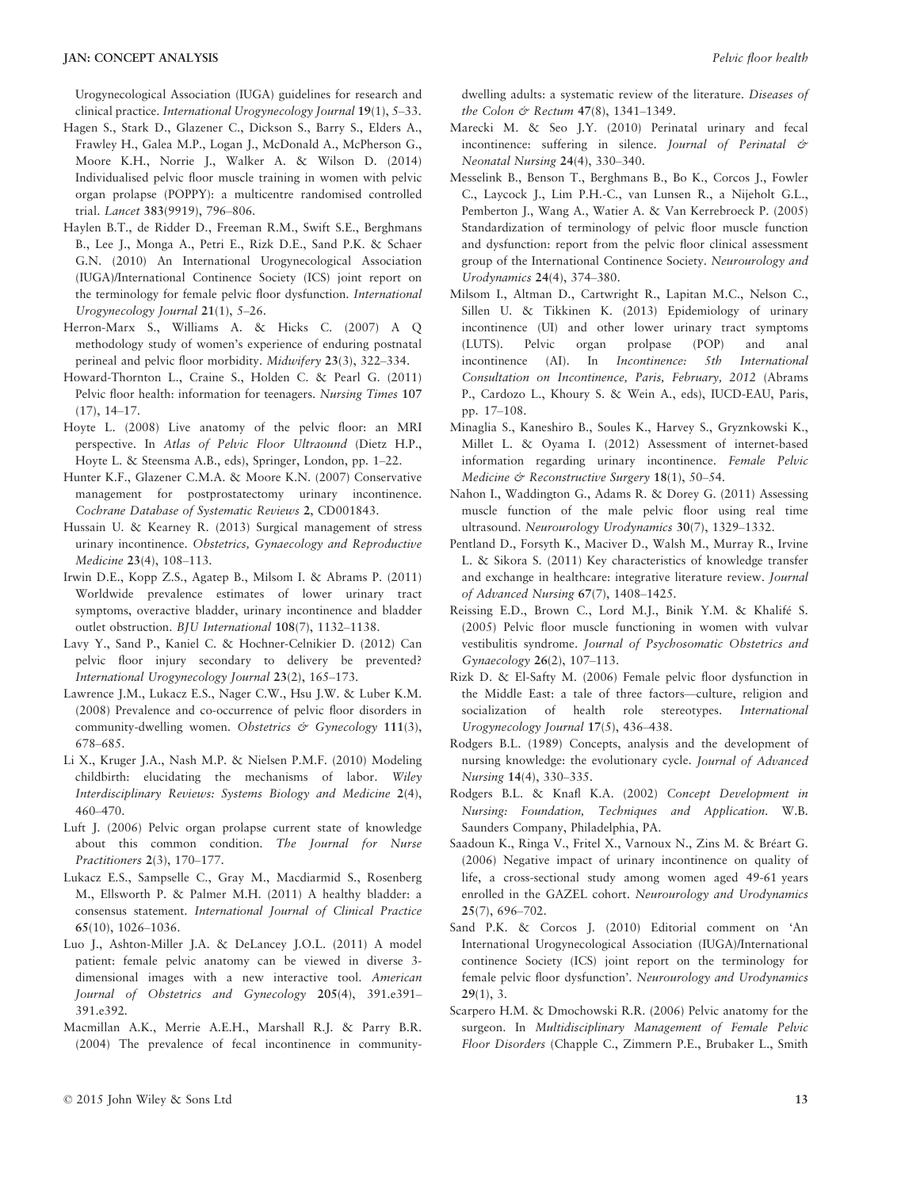Urogynecological Association (IUGA) guidelines for research and clinical practice. *International Urogynecology Journal* **19**(1), 5–33.

Hagen S., Stark D., Glazener C., Dickson S., Barry S., Elders A., Frawley H., Galea M.P., Logan J., McDonald A., McPherson G., Moore K.H., Norrie J., Walker A. & Wilson D. (2014) Individualised pelvic floor muscle training in women with pelvic organ prolapse (POPPY): a multicentre randomised controlled trial. *Lancet* **383**(9919), 796–806.

Haylen B.T., de Ridder D., Freeman R.M., Swift S.E., Berghmans B., Lee J., Monga A., Petri E., Rizk D.E., Sand P.K. & Schaer G.N. (2010) An International Urogynecological Association (IUGA)/International Continence Society (ICS) joint report on the terminology for female pelvic floor dysfunction. *International Urogynecology Journal* **21**(1), 5–26.

Herron-Marx S., Williams A. & Hicks C. (2007) A Q methodology study of women's experience of enduring postnatal perineal and pelvic floor morbidity. *Midwifery* **23**(3), 322–334.

Howard-Thornton L., Craine S., Holden C. & Pearl G. (2011) Pelvic floor health: information for teenagers. *Nursing Times* **107** (17), 14–17.

Hoyte L. (2008) Live anatomy of the pelvic floor: an MRI perspective. In *Atlas of Pelvic Floor Ultraound* (Dietz H.P., Hoyte L. & Steensma A.B., eds), Springer, London, pp. 1–22.

Hunter K.F., Glazener C.M.A. & Moore K.N. (2007) Conservative management for postprostatectomy urinary incontinence. *Cochrane Database of Systematic Reviews* **2**, CD001843.

Hussain U. & Kearney R. (2013) Surgical management of stress urinary incontinence. *Obstetrics, Gynaecology and Reproductive Medicine* **23**(4), 108–113.

Irwin D.E., Kopp Z.S., Agatep B., Milsom I. & Abrams P. (2011) Worldwide prevalence estimates of lower urinary tract symptoms, overactive bladder, urinary incontinence and bladder outlet obstruction. *BJU International* **108**(7), 1132–1138.

Lavy Y., Sand P., Kaniel C. & Hochner-Celnikier D. (2012) Can pelvic floor injury secondary to delivery be prevented? *International Urogynecology Journal* **23**(2), 165–173.

Lawrence J.M., Lukacz E.S., Nager C.W., Hsu J.W. & Luber K.M. (2008) Prevalence and co-occurrence of pelvic floor disorders in community-dwelling women. *Obstetrics & Gynecology* **111**(3), 678–685.

Li X., Kruger J.A., Nash M.P. & Nielsen P.M.F. (2010) Modeling childbirth: elucidating the mechanisms of labor. *Wiley Interdisciplinary Reviews: Systems Biology and Medicine* **2**(4), 460–470.

Luft J. (2006) Pelvic organ prolapse current state of knowledge about this common condition. *The Journal for Nurse Practitioners* **2**(3), 170–177.

Lukacz E.S., Sampselle C., Gray M., Macdiarmid S., Rosenberg M., Ellsworth P. & Palmer M.H. (2011) A healthy bladder: a consensus statement. *International Journal of Clinical Practice* **65**(10), 1026–1036.

Luo J., Ashton-Miller J.A. & DeLancey J.O.L. (2011) A model patient: female pelvic anatomy can be viewed in diverse 3-dimensional images with a new interactive tool. *American Journal of Obstetrics and Gynecology* **205**(4), 391.e391–391.e392.

Macmillan A.K., Merrie A.E.H., Marshall R.J. & Parry B.R. (2004) The prevalence of fecal incontinence in community-dwelling adults: a systematic review of the literature. *Diseases of the Colon & Rectum* **47**(8), 1341–1349.

Marecki M. & Seo J.Y. (2010) Perinatal urinary and fecal incontinence: suffering in silence. *Journal of Perinatal & Neonatal Nursing* **24**(4), 330–340.

Messelink B., Benson T., Berghmans B., Bo K., Corcos J., Fowler C., Laycock J., Lim P.H.-C., van Lunsen R., a Nijeholt G.L., Pemberton J., Wang A., Watier A. & Van Kerrebroeck P. (2005) Standardization of terminology of pelvic floor muscle function and dysfunction: report from the pelvic floor clinical assessment group of the International Continence Society. *Neurourology and Urodynamics* **24**(4), 374–380.

Milsom I., Altman D., Cartwright R., Lapitan M.C., Nelson C., Sillen U. & Tikkinen K. (2013) Epidemiology of urinary incontinence (UI) and other lower urinary tract symptoms (LUTS). Pelvic organ prolpase (POP) and anal incontinence (AI). In *Incontinence: 5th International Consultation on Incontinence, Paris, February, 2012* (Abrams P., Cardozo L., Khoury S. & Wein A., eds), IUCD-EAU, Paris, pp. 17–108.

Minaglia S., Kaneshiro B., Soules K., Harvey S., Gryznkowski K., Millet L. & Oyama I. (2012) Assessment of internet-based information regarding urinary incontinence. *Female Pelvic Medicine & Reconstructive Surgery* **18**(1), 50–54.

Nahon I., Waddington G., Adams R. & Dorey G. (2011) Assessing muscle function of the male pelvic floor using real time ultrasound. *Neurourology Urodynamics* **30**(7), 1329–1332.

Pentland D., Forsyth K., Maciver D., Walsh M., Murray R., Irvine L. & Sikora S. (2011) Key characteristics of knowledge transfer and exchange in healthcare: integrative literature review. *Journal of Advanced Nursing* **67**(7), 1408–1425.

Reissing E.D., Brown C., Lord M.J., Binik Y.M. & Khalifé S. (2005) Pelvic floor muscle functioning in women with vulvar vestibulitis syndrome. *Journal of Psychosomatic Obstetrics and Gynaecology* **26**(2), 107–113.

Rizk D. & El-Safty M. (2006) Female pelvic floor dysfunction in the Middle East: a tale of three factors—culture, religion and socialization of health role stereotypes. *International Urogynecology Journal* **17**(5), 436–438.

Rodgers B.L. (1989) Concepts, analysis and the development of nursing knowledge: the evolutionary cycle. *Journal of Advanced Nursing* **14**(4), 330–335.

Rodgers B.L. & Knafl K.A. (2002) *Concept Development in Nursing: Foundation, Techniques and Application.* W.B. Saunders Company, Philadelphia, PA.

Saadoun K., Ringa V., Fritel X., Varnoux N., Zins M. & Bréart G. (2006) Negative impact of urinary incontinence on quality of life, a cross-sectional study among women aged 49-61 years enrolled in the GAZEL cohort. *Neurourology and Urodynamics* **25**(7), 696–702.

Sand P.K. & Corcos J. (2010) Editorial comment on 'An International Urogynecological Association (IUGA)/International continence Society (ICS) joint report on the terminology for female pelvic floor dysfunction'. *Neurourology and Urodynamics* **29**(1), 3.

Scarpero H.M. & Dmochowski R.R. (2006) Pelvic anatomy for the surgeon. In *Multidisciplinary Management of Female Pelvic Floor Disorders* (Chapple C., Zimmern P.E., Brubaker L., Smith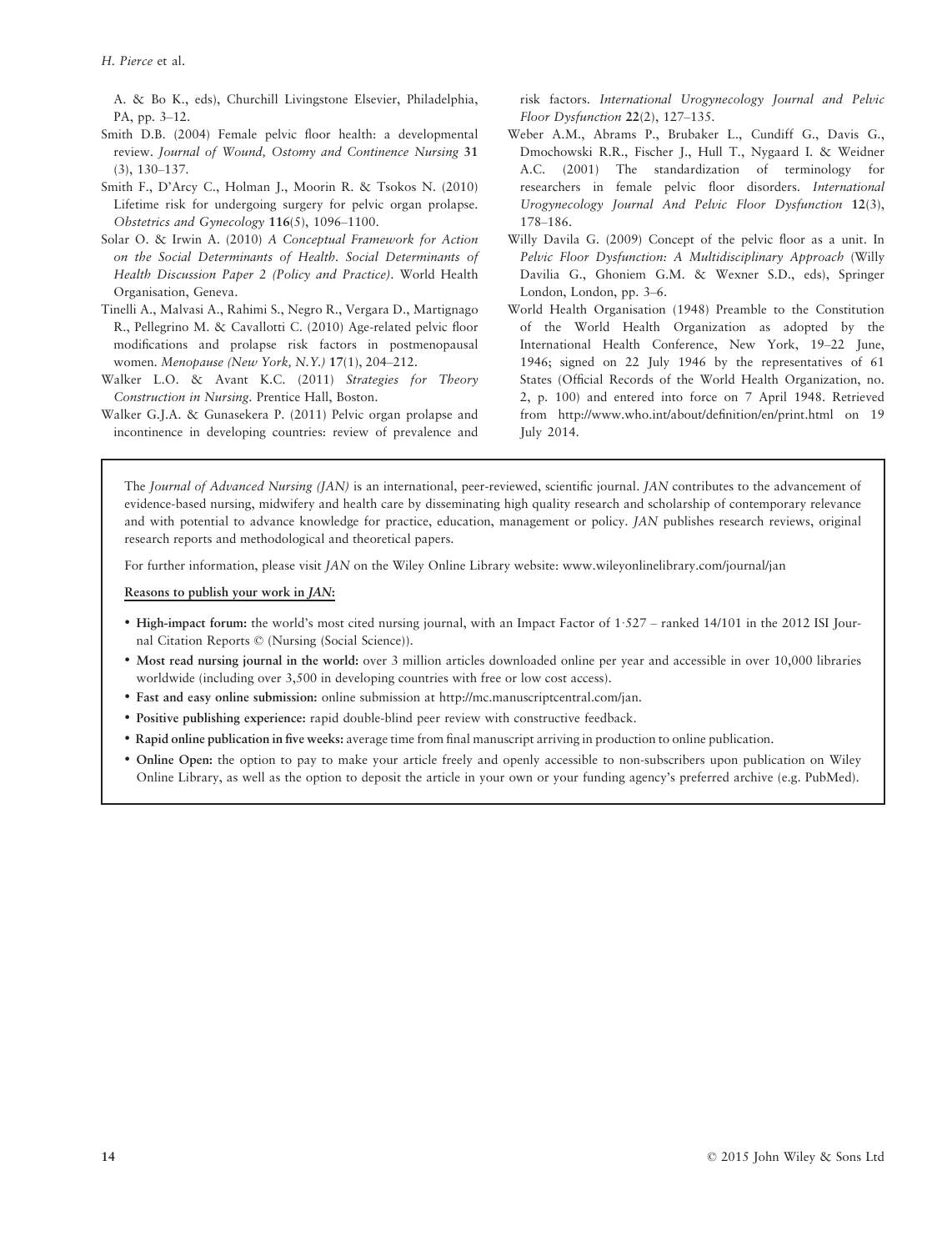A. & Bo K., eds), Churchill Livingstone Elsevier, Philadelphia, PA, pp. 3–12.

Smith D.B. (2004) Female pelvic floor health: a developmental review. *Journal of Wound, Ostomy and Continence Nursing* **31** (3), 130–137.

Smith F., D'Arcy C., Holman J., Moorin R. & Tsokos N. (2010) Lifetime risk for undergoing surgery for pelvic organ prolapse. *Obstetrics and Gynecology* **116**(5), 1096–1100.

Solar O. & Irwin A. (2010) *A Conceptual Framework for Action on the Social Determinants of Health. Social Determinants of Health Discussion Paper 2 (Policy and Practice)*. World Health Organisation, Geneva.

Tinelli A., Malvasi A., Rahimi S., Negro R., Vergara D., Martignago R., Pellegrino M. & Cavallotti C. (2010) Age-related pelvic floor modifications and prolapse risk factors in postmenopausal women. *Menopause (New York, N.Y.)* **17**(1), 204–212.

Walker L.O. & Avant K.C. (2011) *Strategies for Theory Construction in Nursing*. Prentice Hall, Boston.

Walker G.J.A. & Gunasekera P. (2011) Pelvic organ prolapse and incontinence in developing countries: review of prevalence and risk factors. *International Urogynecology Journal and Pelvic Floor Dysfunction* **22**(2), 127–135.

Weber A.M., Abrams P., Brubaker L., Cundiff G., Davis G., Dmochowski R.R., Fischer J., Hull T., Nygaard I. & Weidner A.C. (2001) The standardization of terminology for researchers in female pelvic floor disorders. *International Urogynecology Journal And Pelvic Floor Dysfunction* **12**(3), 178–186.

Willy Davila G. (2009) Concept of the pelvic floor as a unit. In *Pelvic Floor Dysfunction: A Multidisciplinary Approach* (Willy Davilia G., Ghoniem G.M. & Wexner S.D., eds), Springer London, London, pp. 3–6.

World Health Organisation (1948) Preamble to the Constitution of the World Health Organization as adopted by the International Health Conference, New York, 19–22 June, 1946; signed on 22 July 1946 by the representatives of 61 States (Official Records of the World Health Organization, no. 2, p. 100) and entered into force on 7 April 1948. Retrieved from http://www.who.int/about/definition/en/print.html on 19 July 2014.

---

The *Journal of Advanced Nursing (JAN)* is an international, peer-reviewed, scientific journal. *JAN* contributes to the advancement of evidence-based nursing, midwifery and health care by disseminating high quality research and scholarship of contemporary relevance and with potential to advance knowledge for practice, education, management or policy. *JAN* publishes research reviews, original research reports and methodological and theoretical papers.

For further information, please visit *JAN* on the Wiley Online Library website: www.wileyonlinelibrary.com/journal/jan

**Reasons to publish your work in *JAN*:**

- **High-impact forum:** the world's most cited nursing journal, with an Impact Factor of 1·527 – ranked 14/101 in the 2012 ISI Journal Citation Reports © (Nursing (Social Science)).
- **Most read nursing journal in the world:** over 3 million articles downloaded online per year and accessible in over 10,000 libraries worldwide (including over 3,500 in developing countries with free or low cost access).
- **Fast and easy online submission:** online submission at http://mc.manuscriptcentral.com/jan.
- **Positive publishing experience:** rapid double-blind peer review with constructive feedback.
- **Rapid online publication in five weeks:** average time from final manuscript arriving in production to online publication.
- **Online Open:** the option to pay to make your article freely and openly accessible to non-subscribers upon publication on Wiley Online Library, as well as the option to deposit the article in your own or your funding agency's preferred archive (e.g. PubMed).